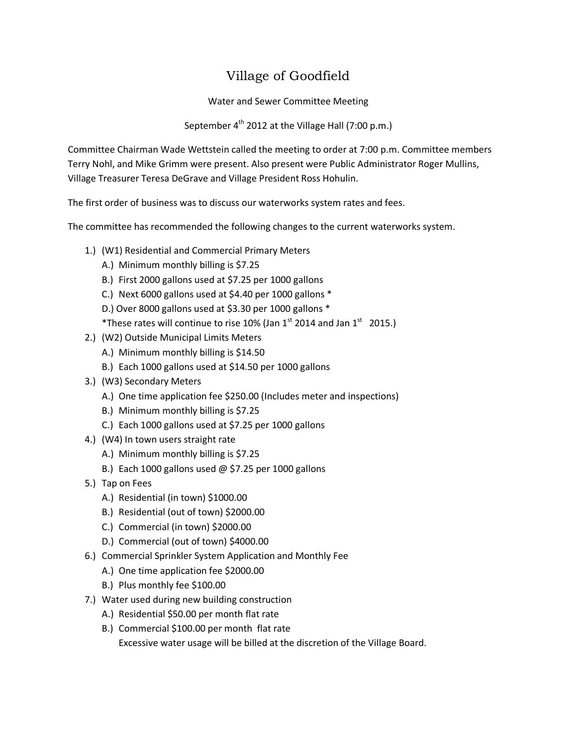# Village of Goodfield

Water and Sewer Committee Meeting

September 4th 2012 at the Village Hall (7:00 p.m.)

Committee Chairman Wade Wettstein called the meeting to order at 7:00 p.m. Committee members Terry Nohl, and Mike Grimm were present. Also present were Public Administrator Roger Mullins, Village Treasurer Teresa DeGrave and Village President Ross Hohulin.

The first order of business was to discuss our waterworks system rates and fees.

The committee has recommended the following changes to the current waterworks system.

1.) (W1) Residential and Commercial Primary Meters
   - A.) Minimum monthly billing is $7.25
   - B.) First 2000 gallons used at $7.25 per 1000 gallons
   - C.) Next 6000 gallons used at $4.40 per 1000 gallons *
   - D.) Over 8000 gallons used at $3.30 per 1000 gallons *
   
   *These rates will continue to rise 10% (Jan 1st 2014 and Jan 1st 2015.)
2.) (W2) Outside Municipal Limits Meters
   - A.) Minimum monthly billing is $14.50
   - B.) Each 1000 gallons used at $14.50 per 1000 gallons
3.) (W3) Secondary Meters
   - A.) One time application fee $250.00 (Includes meter and inspections)
   - B.) Minimum monthly billing is $7.25
   - C.) Each 1000 gallons used at $7.25 per 1000 gallons
4.) (W4) In town users straight rate
   - A.) Minimum monthly billing is $7.25
   - B.) Each 1000 gallons used @ $7.25 per 1000 gallons
5.) Tap on Fees
   - A.) Residential (in town) $1000.00
   - B.) Residential (out of town) $2000.00
   - C.) Commercial (in town) $2000.00
   - D.) Commercial (out of town) $4000.00
6.) Commercial Sprinkler System Application and Monthly Fee
   - A.) One time application fee $2000.00
   - B.) Plus monthly fee $100.00
7.) Water used during new building construction
   - A.) Residential $50.00 per month flat rate
   - B.) Commercial $100.00 per month flat rate
   
   Excessive water usage will be billed at the discretion of the Village Board.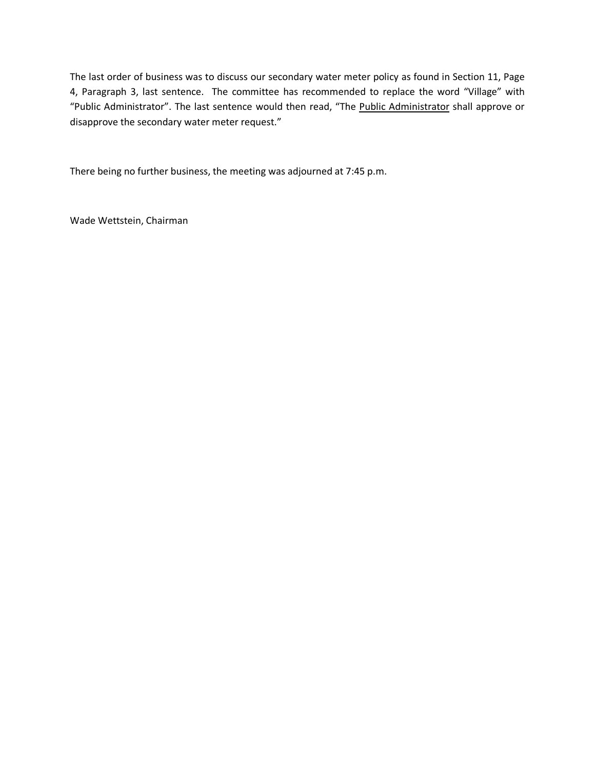The last order of business was to discuss our secondary water meter policy as found in Section 11, Page 4, Paragraph 3, last sentence. The committee has recommended to replace the word "Village" with "Public Administrator". The last sentence would then read, "The <u>Public Administrator</u> shall approve or disapprove the secondary water meter request."

There being no further business, the meeting was adjourned at 7:45 p.m.

Wade Wettstein, Chairman